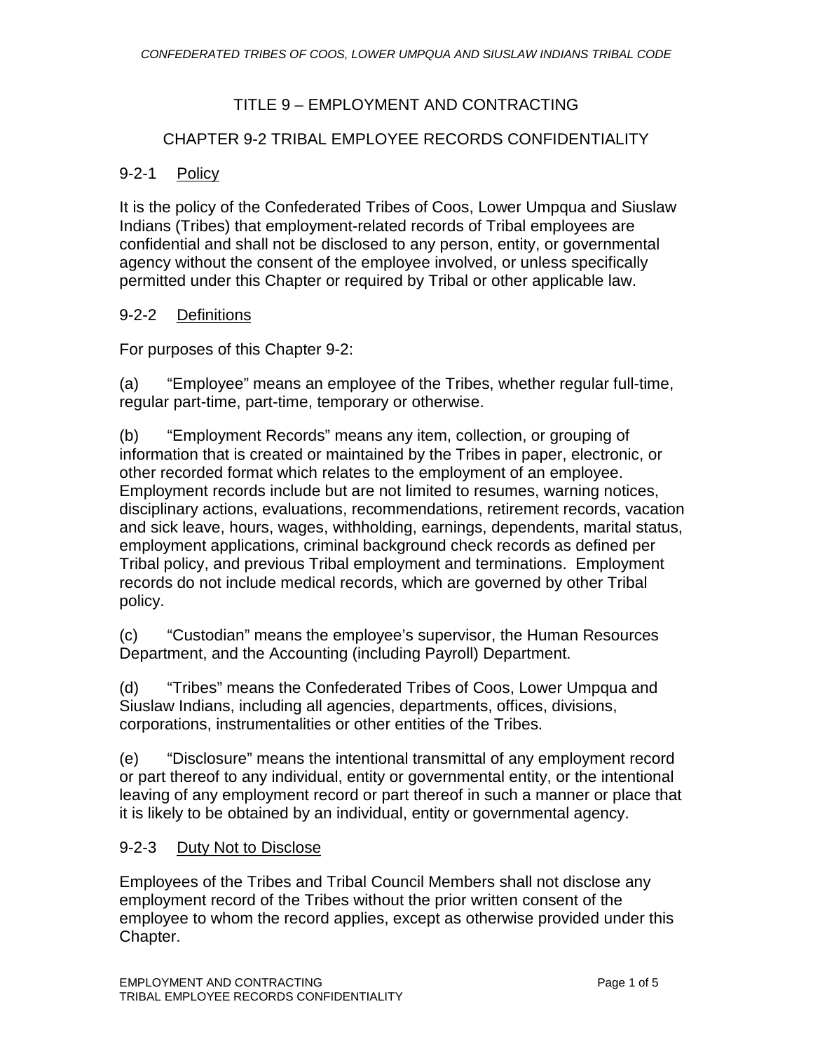# TITLE 9 – EMPLOYMENT AND CONTRACTING

## CHAPTER 9-2 TRIBAL EMPLOYEE RECORDS CONFIDENTIALITY

### 9-2-1 Policy

It is the policy of the Confederated Tribes of Coos, Lower Umpqua and Siuslaw Indians (Tribes) that employment-related records of Tribal employees are confidential and shall not be disclosed to any person, entity, or governmental agency without the consent of the employee involved, or unless specifically permitted under this Chapter or required by Tribal or other applicable law.

### 9-2-2 Definitions

For purposes of this Chapter 9-2:

(a) "Employee" means an employee of the Tribes, whether regular full-time, regular part-time, part-time, temporary or otherwise.

(b) "Employment Records" means any item, collection, or grouping of information that is created or maintained by the Tribes in paper, electronic, or other recorded format which relates to the employment of an employee. Employment records include but are not limited to resumes, warning notices, disciplinary actions, evaluations, recommendations, retirement records, vacation and sick leave, hours, wages, withholding, earnings, dependents, marital status, employment applications, criminal background check records as defined per Tribal policy, and previous Tribal employment and terminations. Employment records do not include medical records, which are governed by other Tribal policy.

(c) "Custodian" means the employee's supervisor, the Human Resources Department, and the Accounting (including Payroll) Department.

(d) "Tribes" means the Confederated Tribes of Coos, Lower Umpqua and Siuslaw Indians, including all agencies, departments, offices, divisions, corporations, instrumentalities or other entities of the Tribes.

(e) "Disclosure" means the intentional transmittal of any employment record or part thereof to any individual, entity or governmental entity, or the intentional leaving of any employment record or part thereof in such a manner or place that it is likely to be obtained by an individual, entity or governmental agency.

### 9-2-3 Duty Not to Disclose

Employees of the Tribes and Tribal Council Members shall not disclose any employment record of the Tribes without the prior written consent of the employee to whom the record applies, except as otherwise provided under this Chapter.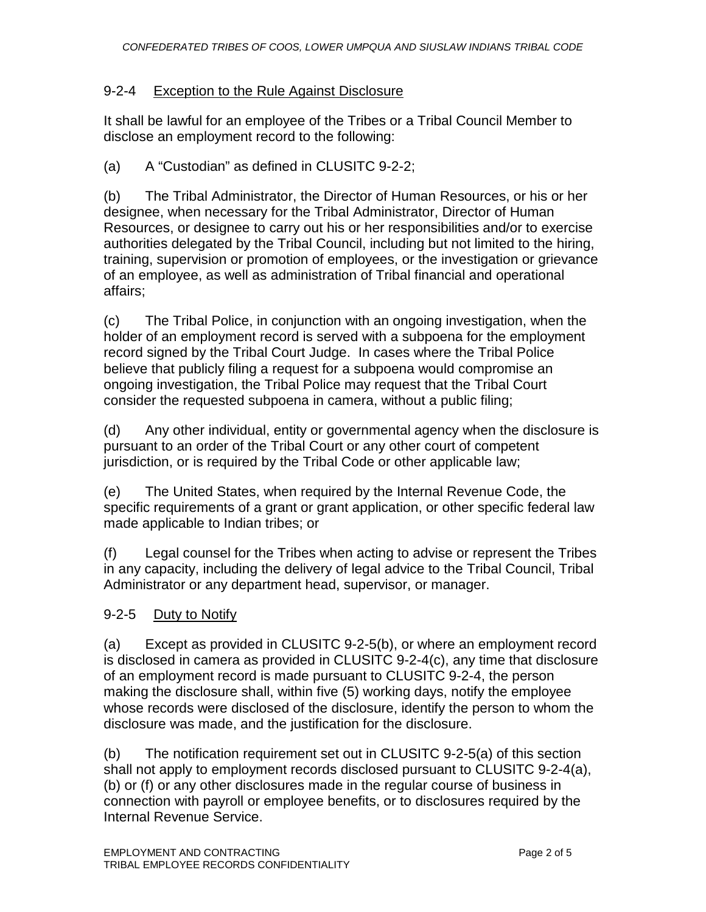## 9-2-4 Exception to the Rule Against Disclosure

It shall be lawful for an employee of the Tribes or a Tribal Council Member to disclose an employment record to the following:

(a) A "Custodian" as defined in CLUSITC 9-2-2;

(b) The Tribal Administrator, the Director of Human Resources, or his or her designee, when necessary for the Tribal Administrator, Director of Human Resources, or designee to carry out his or her responsibilities and/or to exercise authorities delegated by the Tribal Council, including but not limited to the hiring, training, supervision or promotion of employees, or the investigation or grievance of an employee, as well as administration of Tribal financial and operational affairs;

(c) The Tribal Police, in conjunction with an ongoing investigation, when the holder of an employment record is served with a subpoena for the employment record signed by the Tribal Court Judge. In cases where the Tribal Police believe that publicly filing a request for a subpoena would compromise an ongoing investigation, the Tribal Police may request that the Tribal Court consider the requested subpoena in camera, without a public filing;

(d) Any other individual, entity or governmental agency when the disclosure is pursuant to an order of the Tribal Court or any other court of competent jurisdiction, or is required by the Tribal Code or other applicable law;

(e) The United States, when required by the Internal Revenue Code, the specific requirements of a grant or grant application, or other specific federal law made applicable to Indian tribes; or

(f) Legal counsel for the Tribes when acting to advise or represent the Tribes in any capacity, including the delivery of legal advice to the Tribal Council, Tribal Administrator or any department head, supervisor, or manager.

## 9-2-5 Duty to Notify

(a) Except as provided in CLUSITC 9-2-5(b), or where an employment record is disclosed in camera as provided in CLUSITC 9-2-4(c), any time that disclosure of an employment record is made pursuant to CLUSITC 9-2-4, the person making the disclosure shall, within five (5) working days, notify the employee whose records were disclosed of the disclosure, identify the person to whom the disclosure was made, and the justification for the disclosure.

(b) The notification requirement set out in CLUSITC 9-2-5(a) of this section shall not apply to employment records disclosed pursuant to CLUSITC 9-2-4(a), (b) or (f) or any other disclosures made in the regular course of business in connection with payroll or employee benefits, or to disclosures required by the Internal Revenue Service.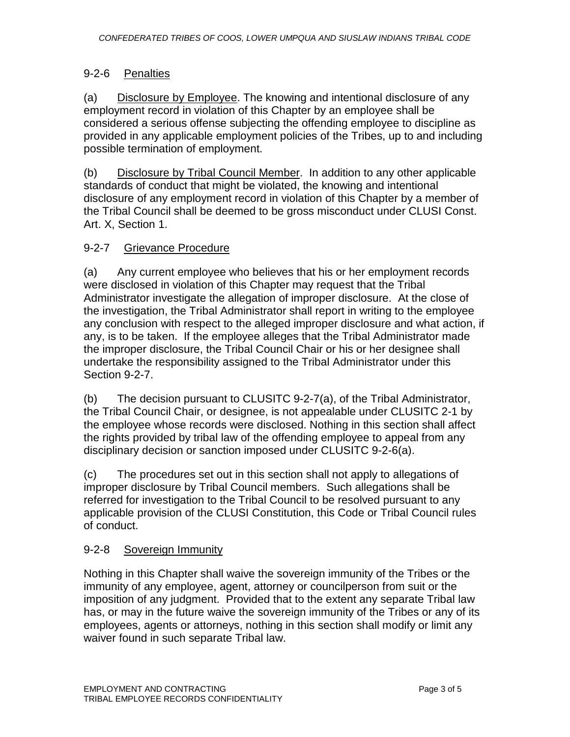## 9-2-6 Penalties

(a) Disclosure by Employee. The knowing and intentional disclosure of any employment record in violation of this Chapter by an employee shall be considered a serious offense subjecting the offending employee to discipline as provided in any applicable employment policies of the Tribes, up to and including possible termination of employment.

(b) Disclosure by Tribal Council Member. In addition to any other applicable standards of conduct that might be violated, the knowing and intentional disclosure of any employment record in violation of this Chapter by a member of the Tribal Council shall be deemed to be gross misconduct under CLUSI Const. Art. X, Section 1.

## 9-2-7 Grievance Procedure

(a) Any current employee who believes that his or her employment records were disclosed in violation of this Chapter may request that the Tribal Administrator investigate the allegation of improper disclosure. At the close of the investigation, the Tribal Administrator shall report in writing to the employee any conclusion with respect to the alleged improper disclosure and what action, if any, is to be taken. If the employee alleges that the Tribal Administrator made the improper disclosure, the Tribal Council Chair or his or her designee shall undertake the responsibility assigned to the Tribal Administrator under this Section 9-2-7.

(b) The decision pursuant to CLUSITC 9-2-7(a), of the Tribal Administrator, the Tribal Council Chair, or designee, is not appealable under CLUSITC 2-1 by the employee whose records were disclosed. Nothing in this section shall affect the rights provided by tribal law of the offending employee to appeal from any disciplinary decision or sanction imposed under CLUSITC 9-2-6(a).

(c) The procedures set out in this section shall not apply to allegations of improper disclosure by Tribal Council members. Such allegations shall be referred for investigation to the Tribal Council to be resolved pursuant to any applicable provision of the CLUSI Constitution, this Code or Tribal Council rules of conduct.

## 9-2-8 Sovereign Immunity

Nothing in this Chapter shall waive the sovereign immunity of the Tribes or the immunity of any employee, agent, attorney or councilperson from suit or the imposition of any judgment. Provided that to the extent any separate Tribal law has, or may in the future waive the sovereign immunity of the Tribes or any of its employees, agents or attorneys, nothing in this section shall modify or limit any waiver found in such separate Tribal law.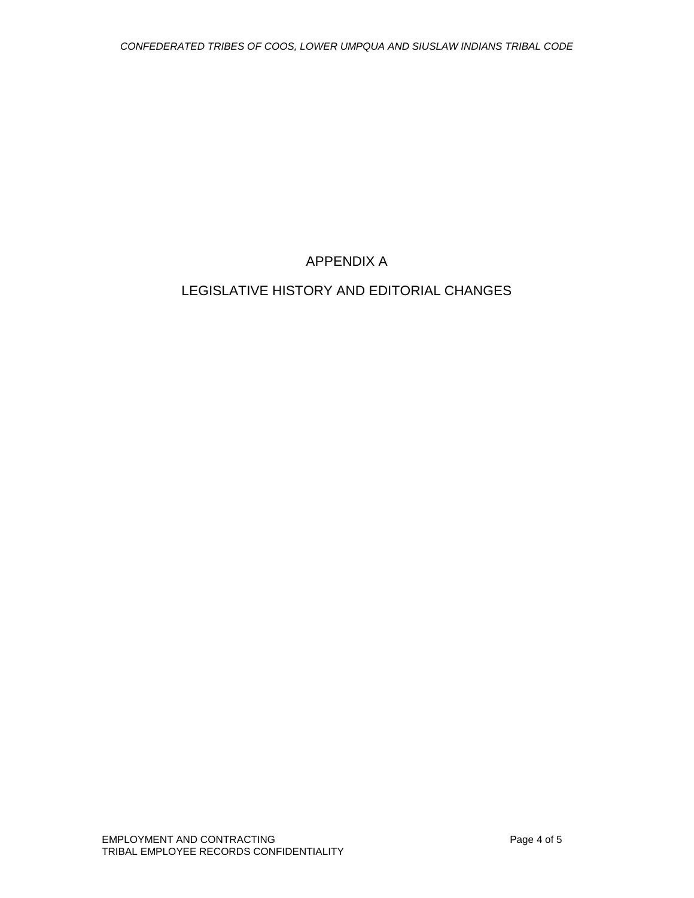# APPENDIX A

## LEGISLATIVE HISTORY AND EDITORIAL CHANGES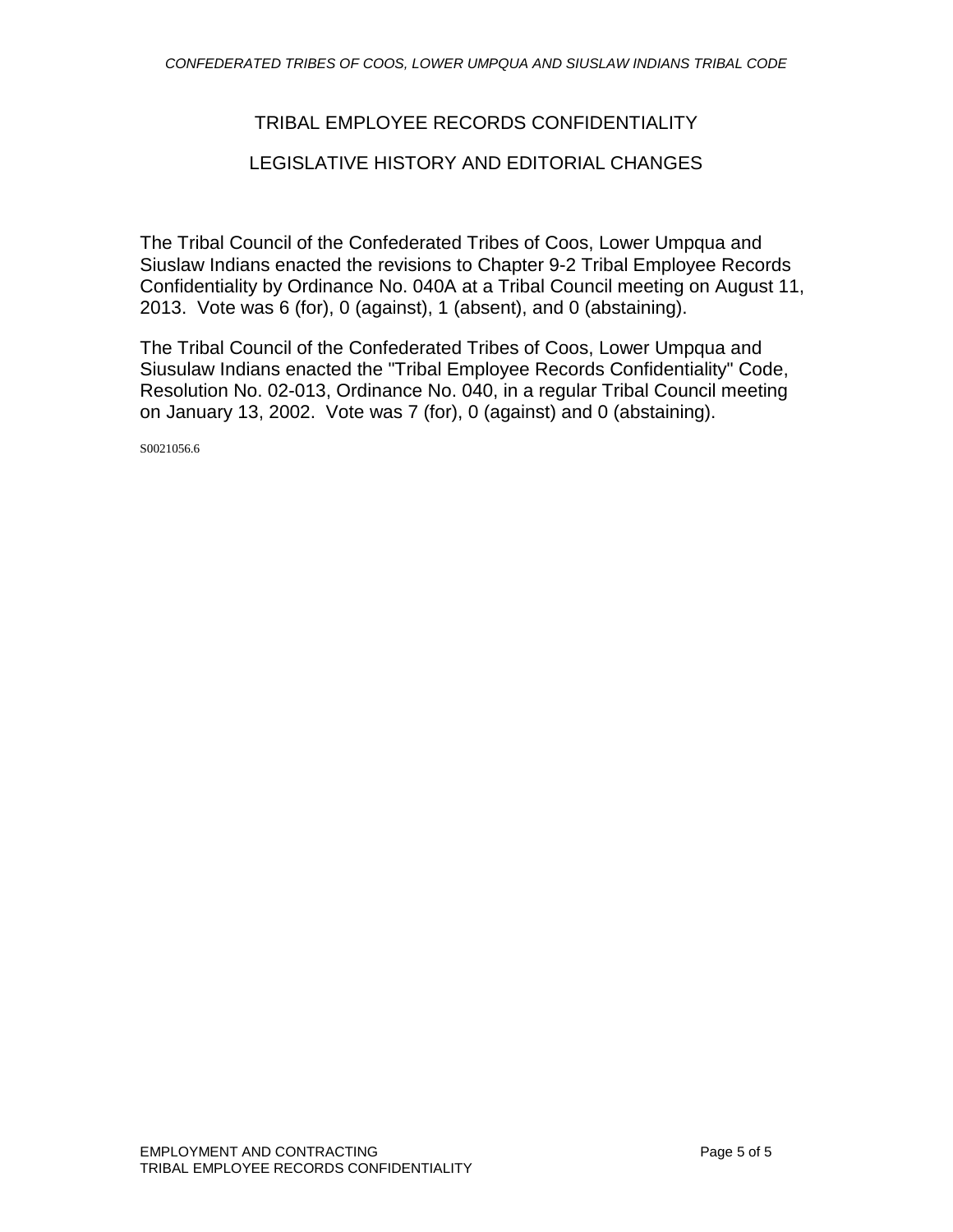## TRIBAL EMPLOYEE RECORDS CONFIDENTIALITY

## LEGISLATIVE HISTORY AND EDITORIAL CHANGES

The Tribal Council of the Confederated Tribes of Coos, Lower Umpqua and Siuslaw Indians enacted the revisions to Chapter 9-2 Tribal Employee Records Confidentiality by Ordinance No. 040A at a Tribal Council meeting on August 11, 2013. Vote was 6 (for), 0 (against), 1 (absent), and 0 (abstaining).

The Tribal Council of the Confederated Tribes of Coos, Lower Umpqua and Siusulaw Indians enacted the "Tribal Employee Records Confidentiality" Code, Resolution No. 02-013, Ordinance No. 040, in a regular Tribal Council meeting on January 13, 2002. Vote was 7 (for), 0 (against) and 0 (abstaining).

S0021056.6